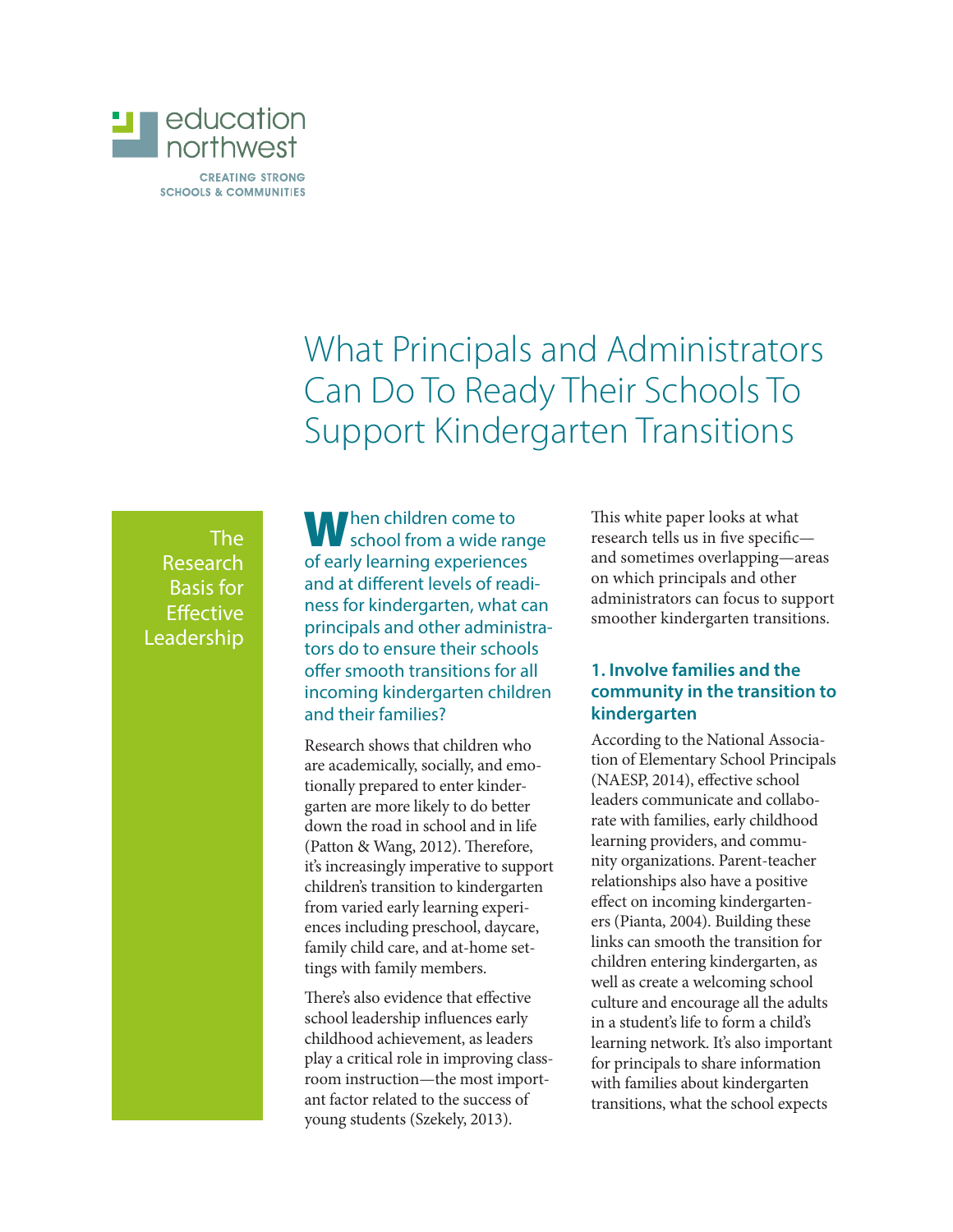education northwest

CREATING STRONG SCHOOLS & COMMUNITIES

# What Principals and Administrators Can Do To Ready Their Schools To Support Kindergarten Transitions

## The Research Basis for Effective Leadership

When children come to school from a wide range of early learning experiences and at different levels of readiness for kindergarten, what can principals and other administrators do to ensure their schools offer smooth transitions for all incoming kindergarten children and their families?

Research shows that children who are academically, socially, and emotionally prepared to enter kindergarten are more likely to do better down the road in school and in life (Patton & Wang, 2012). Therefore, it's increasingly imperative to support children's transition to kindergarten from varied early learning experiences including preschool, daycare, family child care, and at-home settings with family members.

There's also evidence that effective school leadership influences early childhood achievement, as leaders play a critical role in improving classroom instruction—the most important factor related to the success of young students (Szekely, 2013).

This white paper looks at what research tells us in five specific—and sometimes overlapping—areas on which principals and other administrators can focus to support smoother kindergarten transitions.

### 1. Involve families and the community in the transition to kindergarten

According to the National Association of Elementary School Principals (NAESP, 2014), effective school leaders communicate and collaborate with families, early childhood learning providers, and community organizations. Parent-teacher relationships also have a positive effect on incoming kindergarteners (Pianta, 2004). Building these links can smooth the transition for children entering kindergarten, as well as create a welcoming school culture and encourage all the adults in a student's life to form a child's learning network. It's also important for principals to share information with families about kindergarten transitions, what the school expects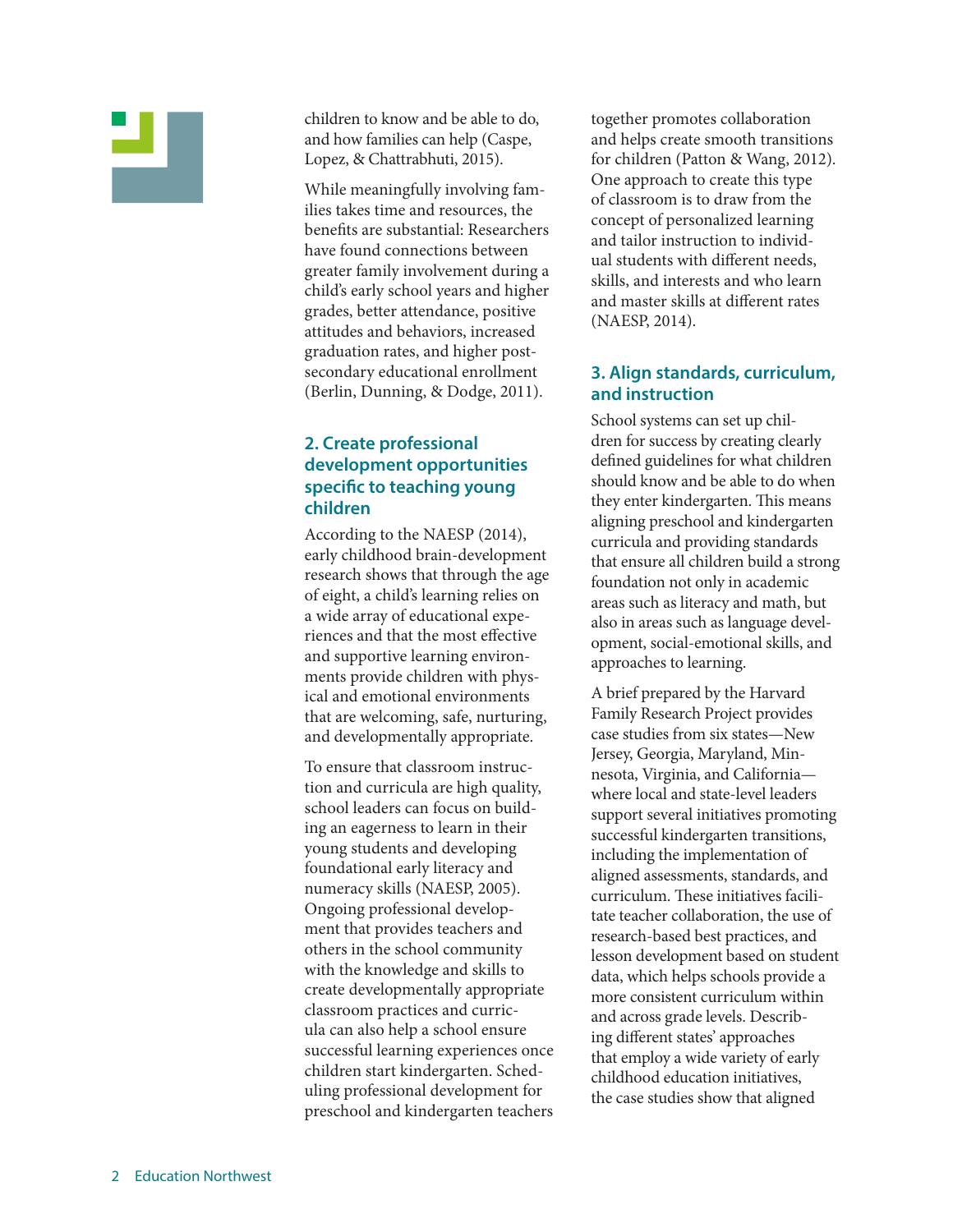children to know and be able to do, and how families can help (Caspe, Lopez, & Chattrabhuti, 2015).

While meaningfully involving families takes time and resources, the benefits are substantial: Researchers have found connections between greater family involvement during a child's early school years and higher grades, better attendance, positive attitudes and behaviors, increased graduation rates, and higher postsecondary educational enrollment (Berlin, Dunning, & Dodge, 2011).

### 2. Create professional development opportunities specific to teaching young children

According to the NAESP (2014), early childhood brain-development research shows that through the age of eight, a child's learning relies on a wide array of educational experiences and that the most effective and supportive learning environments provide children with physical and emotional environments that are welcoming, safe, nurturing, and developmentally appropriate.

To ensure that classroom instruction and curricula are high quality, school leaders can focus on building an eagerness to learn in their young students and developing foundational early literacy and numeracy skills (NAESP, 2005). Ongoing professional development that provides teachers and others in the school community with the knowledge and skills to create developmentally appropriate classroom practices and curricula can also help a school ensure successful learning experiences once children start kindergarten. Scheduling professional development for preschool and kindergarten teachers together promotes collaboration and helps create smooth transitions for children (Patton & Wang, 2012). One approach to create this type of classroom is to draw from the concept of personalized learning and tailor instruction to individual students with different needs, skills, and interests and who learn and master skills at different rates (NAESP, 2014).

### 3. Align standards, curriculum, and instruction

School systems can set up children for success by creating clearly defined guidelines for what children should know and be able to do when they enter kindergarten. This means aligning preschool and kindergarten curricula and providing standards that ensure all children build a strong foundation not only in academic areas such as literacy and math, but also in areas such as language development, social-emotional skills, and approaches to learning.

A brief prepared by the Harvard Family Research Project provides case studies from six states—New Jersey, Georgia, Maryland, Minnesota, Virginia, and California—where local and state-level leaders support several initiatives promoting successful kindergarten transitions, including the implementation of aligned assessments, standards, and curriculum. These initiatives facilitate teacher collaboration, the use of research-based best practices, and lesson development based on student data, which helps schools provide a more consistent curriculum within and across grade levels. Describing different states' approaches that employ a wide variety of early childhood education initiatives, the case studies show that aligned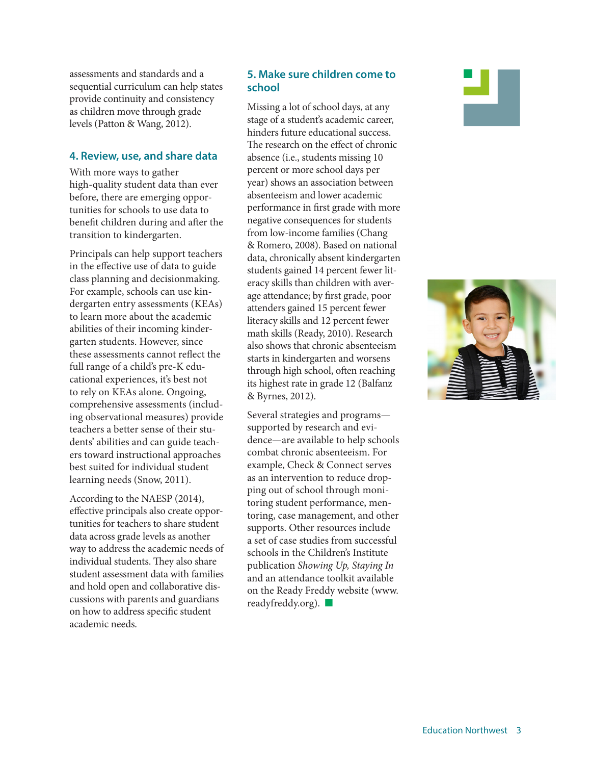assessments and standards and a sequential curriculum can help states provide continuity and consistency as children move through grade levels (Patton & Wang, 2012).

### 4. Review, use, and share data

With more ways to gather high-quality student data than ever before, there are emerging opportunities for schools to use data to benefit children during and after the transition to kindergarten.

Principals can help support teachers in the effective use of data to guide class planning and decisionmaking. For example, schools can use kindergarten entry assessments (KEAs) to learn more about the academic abilities of their incoming kindergarten students. However, since these assessments cannot reflect the full range of a child's pre-K educational experiences, it's best not to rely on KEAs alone. Ongoing, comprehensive assessments (including observational measures) provide teachers a better sense of their students' abilities and can guide teachers toward instructional approaches best suited for individual student learning needs (Snow, 2011).

According to the NAESP (2014), effective principals also create opportunities for teachers to share student data across grade levels as another way to address the academic needs of individual students. They also share student assessment data with families and hold open and collaborative discussions with parents and guardians on how to address specific student academic needs.

### 5. Make sure children come to school

Missing a lot of school days, at any stage of a student's academic career, hinders future educational success. The research on the effect of chronic absence (i.e., students missing 10 percent or more school days per year) shows an association between absenteeism and lower academic performance in first grade with more negative consequences for students from low-income families (Chang & Romero, 2008). Based on national data, chronically absent kindergarten students gained 14 percent fewer literacy skills than children with average attendance; by first grade, poor attenders gained 15 percent fewer literacy skills and 12 percent fewer math skills (Ready, 2010). Research also shows that chronic absenteeism starts in kindergarten and worsens through high school, often reaching its highest rate in grade 12 (Balfanz & Byrnes, 2012).

Several strategies and programs—supported by research and evidence—are available to help schools combat chronic absenteeism. For example, Check & Connect serves as an intervention to reduce dropping out of school through monitoring student performance, mentoring, case management, and other supports. Other resources include a set of case studies from successful schools in the Children's Institute publication *Showing Up, Staying In* and an attendance toolkit available on the Ready Freddy website (www.readyfreddy.org).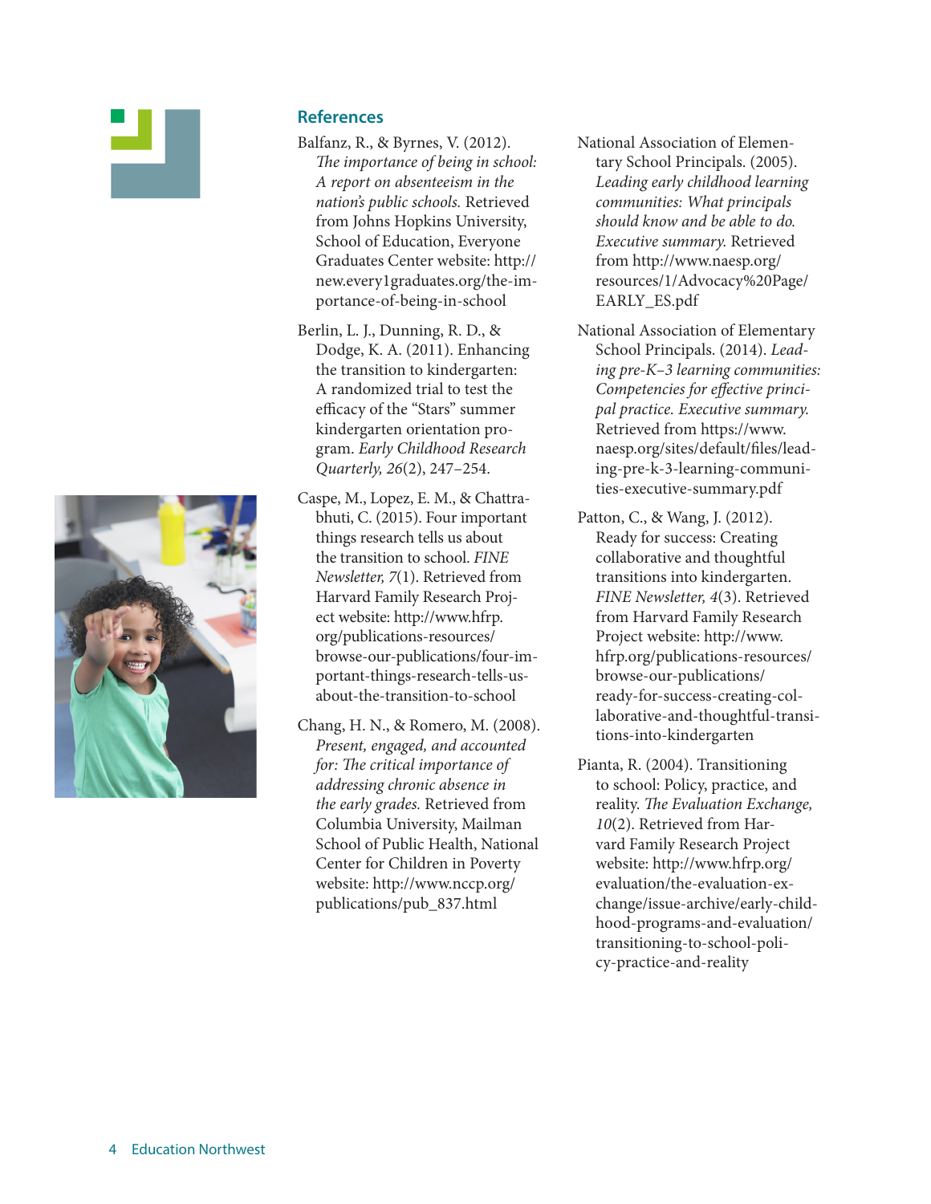## References

Balfanz, R., & Byrnes, V. (2012). *The importance of being in school: A report on absenteeism in the nation's public schools.* Retrieved from Johns Hopkins University, School of Education, Everyone Graduates Center website: http://new.every1graduates.org/the-importance-of-being-in-school

Berlin, L. J., Dunning, R. D., & Dodge, K. A. (2011). Enhancing the transition to kindergarten: A randomized trial to test the efficacy of the "Stars" summer kindergarten orientation program. *Early Childhood Research Quarterly, 26*(2), 247–254.

Caspe, M., Lopez, E. M., & Chattrabhuti, C. (2015). Four important things research tells us about the transition to school. *FINE Newsletter, 7*(1). Retrieved from Harvard Family Research Project website: http://www.hfrp.org/publications-resources/browse-our-publications/four-important-things-research-tells-us-about-the-transition-to-school

Chang, H. N., & Romero, M. (2008). *Present, engaged, and accounted for: The critical importance of addressing chronic absence in the early grades.* Retrieved from Columbia University, Mailman School of Public Health, National Center for Children in Poverty website: http://www.nccp.org/publications/pub_837.html

National Association of Elementary School Principals. (2005). *Leading early childhood learning communities: What principals should know and be able to do. Executive summary.* Retrieved from http://www.naesp.org/resources/1/Advocacy%20Page/EARLY_ES.pdf

National Association of Elementary School Principals. (2014). *Leading pre-K–3 learning communities: Competencies for effective principal practice. Executive summary.* Retrieved from https://www.naesp.org/sites/default/files/leading-pre-k-3-learning-communities-executive-summary.pdf

Patton, C., & Wang, J. (2012). Ready for success: Creating collaborative and thoughtful transitions into kindergarten. *FINE Newsletter, 4*(3). Retrieved from Harvard Family Research Project website: http://www.hfrp.org/publications-resources/browse-our-publications/ready-for-success-creating-collaborative-and-thoughtful-transitions-into-kindergarten

Pianta, R. (2004). Transitioning to school: Policy, practice, and reality. *The Evaluation Exchange, 10*(2). Retrieved from Harvard Family Research Project website: http://www.hfrp.org/evaluation/the-evaluation-exchange/issue-archive/early-childhood-programs-and-evaluation/transitioning-to-school-policy-practice-and-reality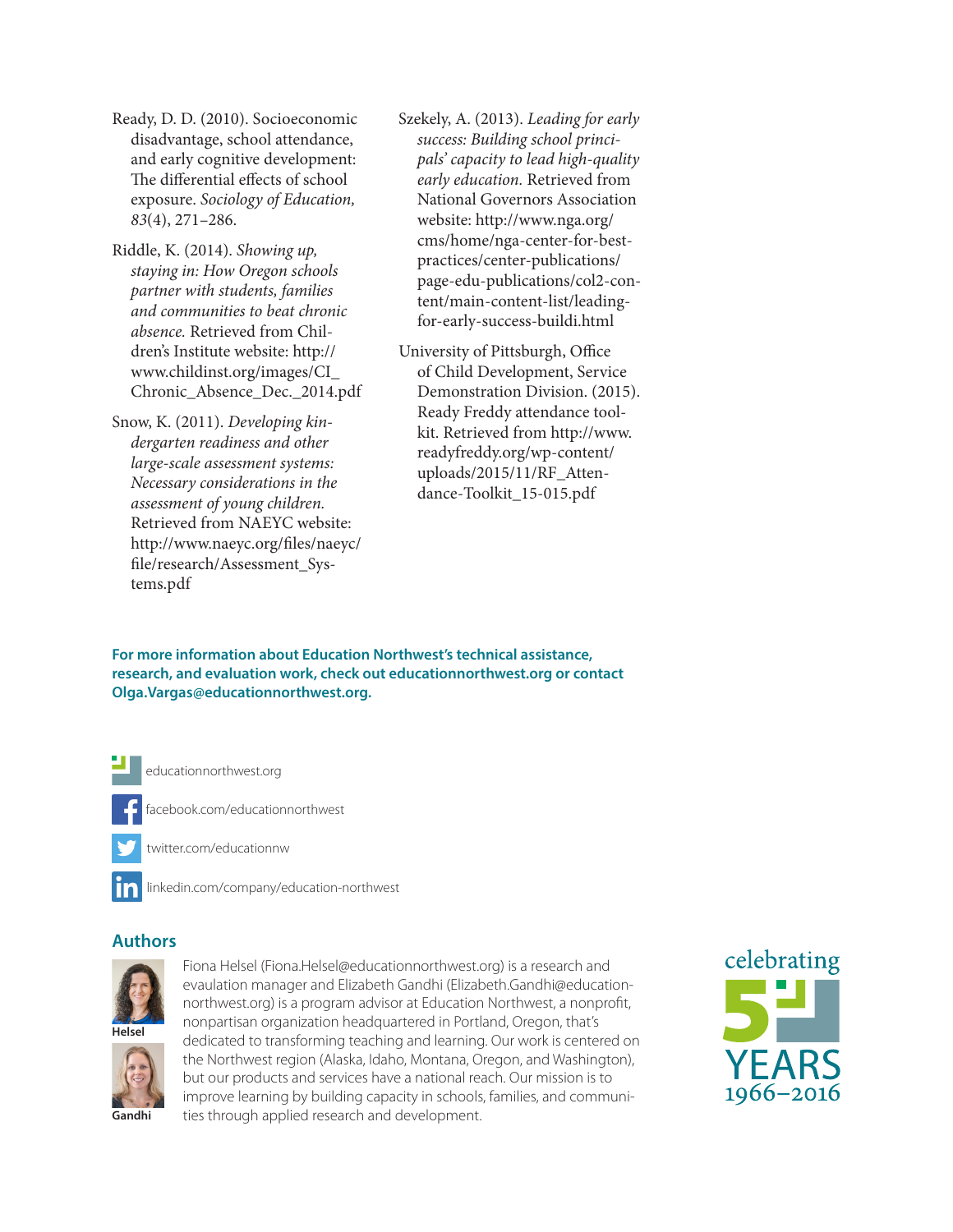Ready, D. D. (2010). Socioeconomic disadvantage, school attendance, and early cognitive development: The differential effects of school exposure. *Sociology of Education, 83*(4), 271–286.

Riddle, K. (2014). *Showing up, staying in: How Oregon schools partner with students, families and communities to beat chronic absence.* Retrieved from Children's Institute website: http://www.childinst.org/images/CI_Chronic_Absence_Dec._2014.pdf

Snow, K. (2011). *Developing kindergarten readiness and other large-scale assessment systems: Necessary considerations in the assessment of young children.* Retrieved from NAEYC website: http://www.naeyc.org/files/naeyc/file/research/Assessment_Systems.pdf

Szekely, A. (2013). *Leading for early success: Building school principals' capacity to lead high-quality early education.* Retrieved from National Governors Association website: http://www.nga.org/cms/home/nga-center-for-best-practices/center-publications/page-edu-publications/col2-content/main-content-list/leading-for-early-success-buildi.html

University of Pittsburgh, Office of Child Development, Service Demonstration Division. (2015). Ready Freddy attendance toolkit. Retrieved from http://www.readyfreddy.org/wp-content/uploads/2015/11/RF_Attendance-Toolkit_15-015.pdf

**For more information about Education Northwest's technical assistance, research, and evaluation work, check out educationnorthwest.org or contact Olga.Vargas@educationnorthwest.org.**

educationnorthwest.org

facebook.com/educationnorthwest

twitter.com/educationnw

linkedin.com/company/education-northwest

## Authors

Helsel

Gandhi

Fiona Helsel (Fiona.Helsel@educationnorthwest.org) is a research and evaulation manager and Elizabeth Gandhi (Elizabeth.Gandhi@educationnorthwest.org) is a program advisor at Education Northwest, a nonprofit, nonpartisan organization headquartered in Portland, Oregon, that's dedicated to transforming teaching and learning. Our work is centered on the Northwest region (Alaska, Idaho, Montana, Oregon, and Washington), but our products and services have a national reach. Our mission is to improve learning by building capacity in schools, families, and communities through applied research and development.

celebrating 50 YEARS 1966–2016